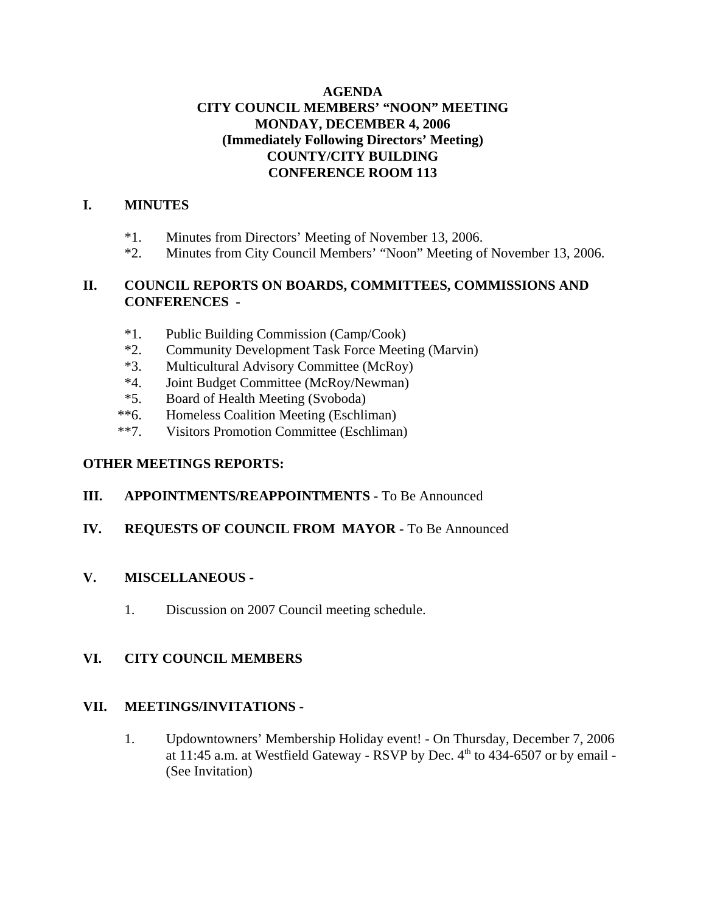# AGENDA
# CITY COUNCIL MEMBERS' "NOON" MEETING
# MONDAY, DECEMBER 4, 2006
# (Immediately Following Directors' Meeting)
# COUNTY/CITY BUILDING
# CONFERENCE ROOM 113

## I. MINUTES

*1. Minutes from Directors' Meeting of November 13, 2006.
*2. Minutes from City Council Members' "Noon" Meeting of November 13, 2006.

## II. COUNCIL REPORTS ON BOARDS, COMMITTEES, COMMISSIONS AND CONFERENCES -

*1. Public Building Commission (Camp/Cook)
*2. Community Development Task Force Meeting (Marvin)
*3. Multicultural Advisory Committee (McRoy)
*4. Joint Budget Committee (McRoy/Newman)
*5. Board of Health Meeting (Svoboda)
**6. Homeless Coalition Meeting (Eschliman)
**7. Visitors Promotion Committee (Eschliman)

## OTHER MEETINGS REPORTS:

## III. APPOINTMENTS/REAPPOINTMENTS - To Be Announced

## IV. REQUESTS OF COUNCIL FROM MAYOR - To Be Announced

## V. MISCELLANEOUS -

1. Discussion on 2007 Council meeting schedule.

## VI. CITY COUNCIL MEMBERS

## VII. MEETINGS/INVITATIONS -

1. Updowntowners' Membership Holiday event! - On Thursday, December 7, 2006 at 11:45 a.m. at Westfield Gateway - RSVP by Dec. 4th to 434-6507 or by email - (See Invitation)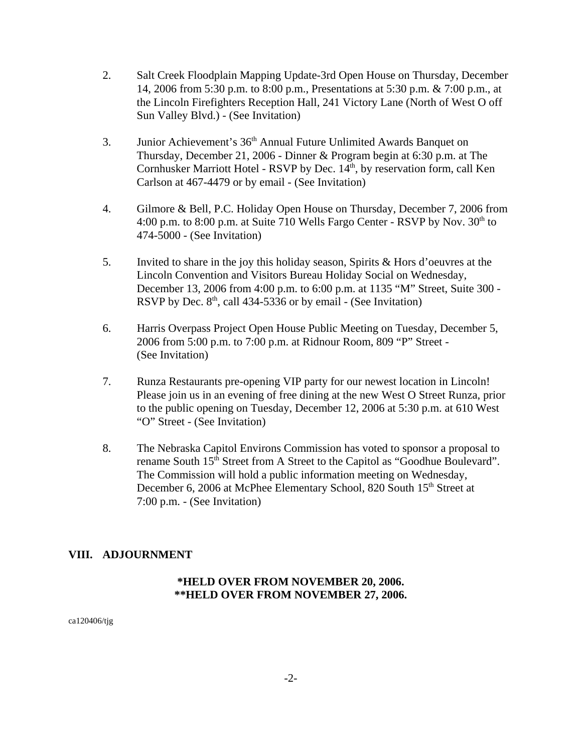2. Salt Creek Floodplain Mapping Update-3rd Open House on Thursday, December 14, 2006 from 5:30 p.m. to 8:00 p.m., Presentations at 5:30 p.m. & 7:00 p.m., at the Lincoln Firefighters Reception Hall, 241 Victory Lane (North of West O off Sun Valley Blvd.) - (See Invitation)

3. Junior Achievement's 36th Annual Future Unlimited Awards Banquet on Thursday, December 21, 2006 - Dinner & Program begin at 6:30 p.m. at The Cornhusker Marriott Hotel - RSVP by Dec. 14th, by reservation form, call Ken Carlson at 467-4479 or by email - (See Invitation)

4. Gilmore & Bell, P.C. Holiday Open House on Thursday, December 7, 2006 from 4:00 p.m. to 8:00 p.m. at Suite 710 Wells Fargo Center - RSVP by Nov. 30th to 474-5000 - (See Invitation)

5. Invited to share in the joy this holiday season, Spirits & Hors d'oeuvres at the Lincoln Convention and Visitors Bureau Holiday Social on Wednesday, December 13, 2006 from 4:00 p.m. to 6:00 p.m. at 1135 "M" Street, Suite 300 - RSVP by Dec. 8th, call 434-5336 or by email - (See Invitation)

6. Harris Overpass Project Open House Public Meeting on Tuesday, December 5, 2006 from 5:00 p.m. to 7:00 p.m. at Ridnour Room, 809 "P" Street - (See Invitation)

7. Runza Restaurants pre-opening VIP party for our newest location in Lincoln! Please join us in an evening of free dining at the new West O Street Runza, prior to the public opening on Tuesday, December 12, 2006 at 5:30 p.m. at 610 West "O" Street - (See Invitation)

8. The Nebraska Capitol Environs Commission has voted to sponsor a proposal to rename South 15th Street from A Street to the Capitol as "Goodhue Boulevard". The Commission will hold a public information meeting on Wednesday, December 6, 2006 at McPhee Elementary School, 820 South 15th Street at 7:00 p.m. - (See Invitation)

## VIII. ADJOURNMENT

**\*HELD OVER FROM NOVEMBER 20, 2006.**
**\*\*HELD OVER FROM NOVEMBER 27, 2006.**

ca120406/tjg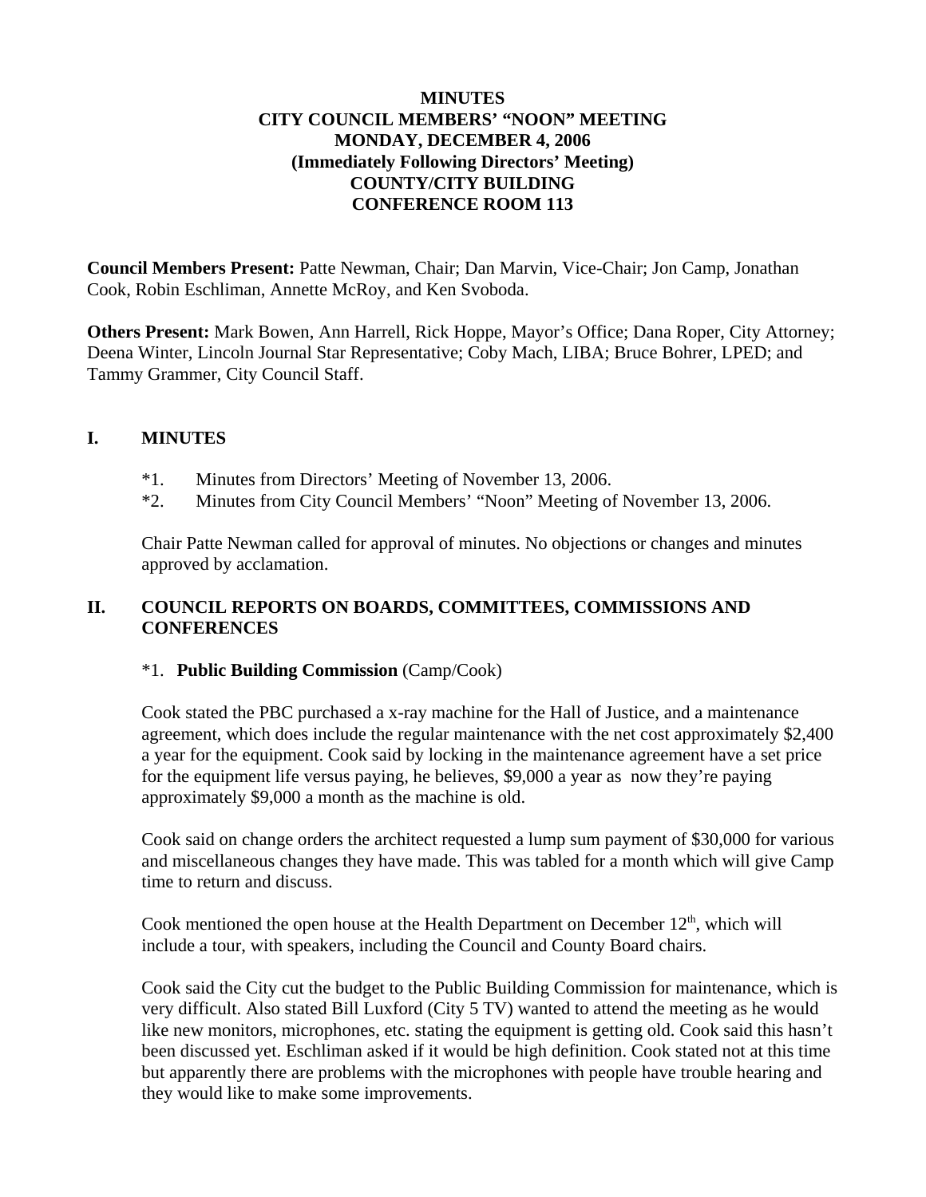**MINUTES**
**CITY COUNCIL MEMBERS' "NOON" MEETING**
**MONDAY, DECEMBER 4, 2006**
**(Immediately Following Directors' Meeting)**
**COUNTY/CITY BUILDING**
**CONFERENCE ROOM 113**

**Council Members Present:** Patte Newman, Chair; Dan Marvin, Vice-Chair; Jon Camp, Jonathan Cook, Robin Eschliman, Annette McRoy, and Ken Svoboda.

**Others Present:** Mark Bowen, Ann Harrell, Rick Hoppe, Mayor's Office; Dana Roper, City Attorney; Deena Winter, Lincoln Journal Star Representative; Coby Mach, LIBA; Bruce Bohrer, LPED; and Tammy Grammer, City Council Staff.

## I. MINUTES

*1. Minutes from Directors' Meeting of November 13, 2006.
*2. Minutes from City Council Members' "Noon" Meeting of November 13, 2006.

Chair Patte Newman called for approval of minutes. No objections or changes and minutes approved by acclamation.

## II. COUNCIL REPORTS ON BOARDS, COMMITTEES, COMMISSIONS AND CONFERENCES

*1. **Public Building Commission** (Camp/Cook)

Cook stated the PBC purchased a x-ray machine for the Hall of Justice, and a maintenance agreement, which does include the regular maintenance with the net cost approximately $2,400 a year for the equipment. Cook said by locking in the maintenance agreement have a set price for the equipment life versus paying, he believes, $9,000 a year as now they're paying approximately $9,000 a month as the machine is old.

Cook said on change orders the architect requested a lump sum payment of $30,000 for various and miscellaneous changes they have made. This was tabled for a month which will give Camp time to return and discuss.

Cook mentioned the open house at the Health Department on December 12th, which will include a tour, with speakers, including the Council and County Board chairs.

Cook said the City cut the budget to the Public Building Commission for maintenance, which is very difficult. Also stated Bill Luxford (City 5 TV) wanted to attend the meeting as he would like new monitors, microphones, etc. stating the equipment is getting old. Cook said this hasn't been discussed yet. Eschliman asked if it would be high definition. Cook stated not at this time but apparently there are problems with the microphones with people have trouble hearing and they would like to make some improvements.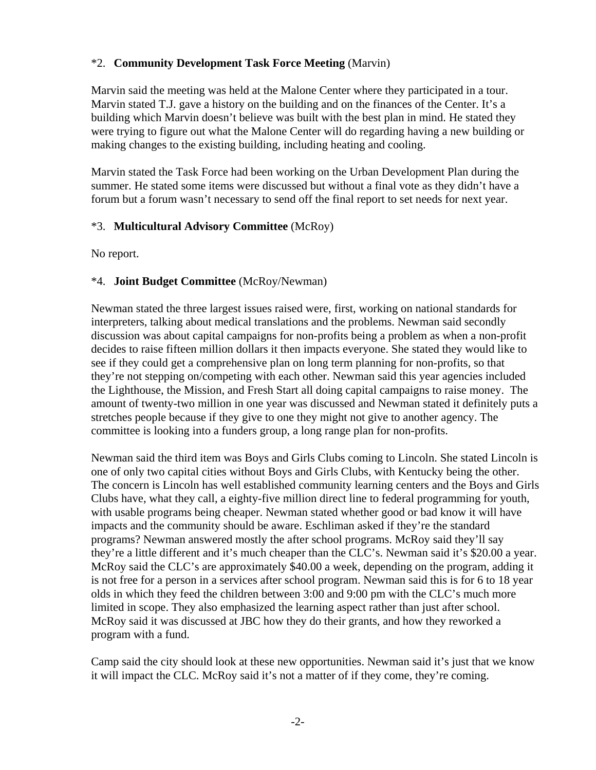*2. **Community Development Task Force Meeting** (Marvin)

Marvin said the meeting was held at the Malone Center where they participated in a tour. Marvin stated T.J. gave a history on the building and on the finances of the Center. It's a building which Marvin doesn't believe was built with the best plan in mind. He stated they were trying to figure out what the Malone Center will do regarding having a new building or making changes to the existing building, including heating and cooling.

Marvin stated the Task Force had been working on the Urban Development Plan during the summer. He stated some items were discussed but without a final vote as they didn't have a forum but a forum wasn't necessary to send off the final report to set needs for next year.

*3. **Multicultural Advisory Committee** (McRoy)

No report.

*4. **Joint Budget Committee** (McRoy/Newman)

Newman stated the three largest issues raised were, first, working on national standards for interpreters, talking about medical translations and the problems. Newman said secondly discussion was about capital campaigns for non-profits being a problem as when a non-profit decides to raise fifteen million dollars it then impacts everyone. She stated they would like to see if they could get a comprehensive plan on long term planning for non-profits, so that they're not stepping on/competing with each other. Newman said this year agencies included the Lighthouse, the Mission, and Fresh Start all doing capital campaigns to raise money. The amount of twenty-two million in one year was discussed and Newman stated it definitely puts a stretches people because if they give to one they might not give to another agency. The committee is looking into a funders group, a long range plan for non-profits.

Newman said the third item was Boys and Girls Clubs coming to Lincoln. She stated Lincoln is one of only two capital cities without Boys and Girls Clubs, with Kentucky being the other. The concern is Lincoln has well established community learning centers and the Boys and Girls Clubs have, what they call, a eighty-five million direct line to federal programming for youth, with usable programs being cheaper. Newman stated whether good or bad know it will have impacts and the community should be aware. Eschliman asked if they're the standard programs? Newman answered mostly the after school programs. McRoy said they'll say they're a little different and it's much cheaper than the CLC's. Newman said it's $20.00 a year. McRoy said the CLC's are approximately $40.00 a week, depending on the program, adding it is not free for a person in a services after school program. Newman said this is for 6 to 18 year olds in which they feed the children between 3:00 and 9:00 pm with the CLC's much more limited in scope. They also emphasized the learning aspect rather than just after school. McRoy said it was discussed at JBC how they do their grants, and how they reworked a program with a fund.

Camp said the city should look at these new opportunities. Newman said it's just that we know it will impact the CLC. McRoy said it's not a matter of if they come, they're coming.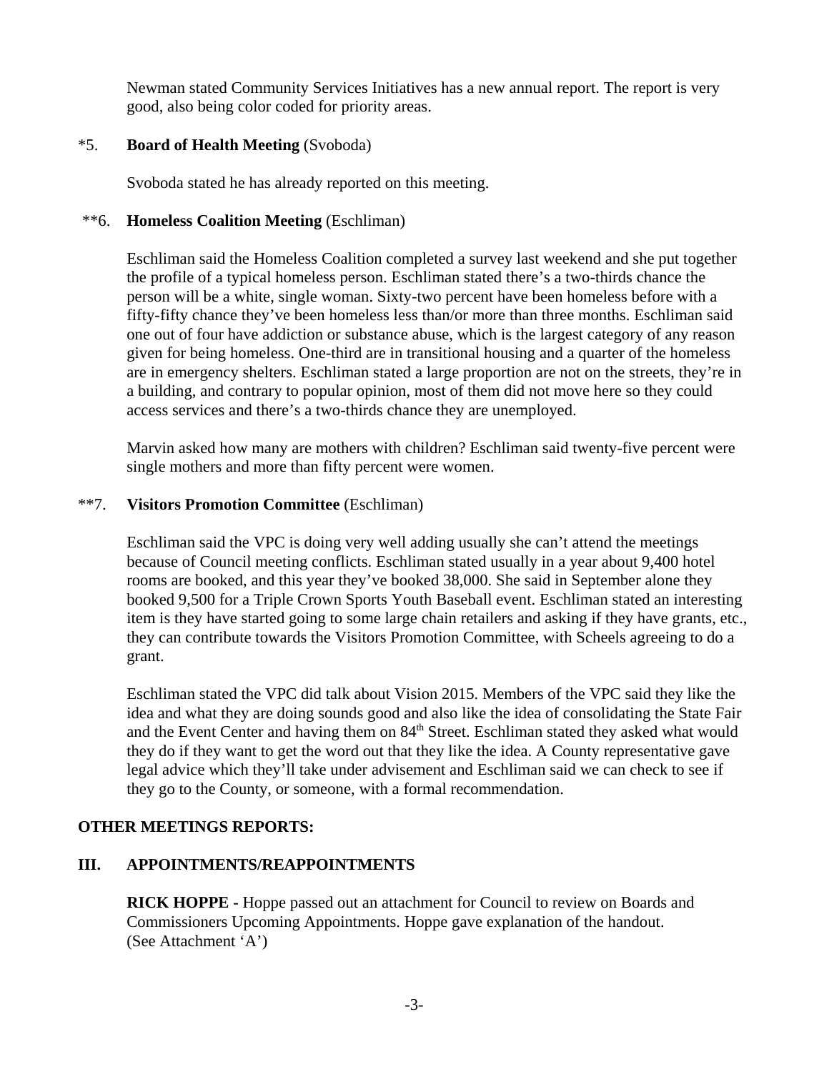Newman stated Community Services Initiatives has a new annual report. The report is very good, also being color coded for priority areas.

*5. **Board of Health Meeting** (Svoboda)

Svoboda stated he has already reported on this meeting.

**6. **Homeless Coalition Meeting** (Eschliman)

Eschliman said the Homeless Coalition completed a survey last weekend and she put together the profile of a typical homeless person. Eschliman stated there's a two-thirds chance the person will be a white, single woman. Sixty-two percent have been homeless before with a fifty-fifty chance they've been homeless less than/or more than three months. Eschliman said one out of four have addiction or substance abuse, which is the largest category of any reason given for being homeless. One-third are in transitional housing and a quarter of the homeless are in emergency shelters. Eschliman stated a large proportion are not on the streets, they're in a building, and contrary to popular opinion, most of them did not move here so they could access services and there's a two-thirds chance they are unemployed.

Marvin asked how many are mothers with children? Eschliman said twenty-five percent were single mothers and more than fifty percent were women.

**7. **Visitors Promotion Committee** (Eschliman)

Eschliman said the VPC is doing very well adding usually she can't attend the meetings because of Council meeting conflicts. Eschliman stated usually in a year about 9,400 hotel rooms are booked, and this year they've booked 38,000. She said in September alone they booked 9,500 for a Triple Crown Sports Youth Baseball event. Eschliman stated an interesting item is they have started going to some large chain retailers and asking if they have grants, etc., they can contribute towards the Visitors Promotion Committee, with Scheels agreeing to do a grant.

Eschliman stated the VPC did talk about Vision 2015. Members of the VPC said they like the idea and what they are doing sounds good and also like the idea of consolidating the State Fair and the Event Center and having them on 84th Street. Eschliman stated they asked what would they do if they want to get the word out that they like the idea. A County representative gave legal advice which they'll take under advisement and Eschliman said we can check to see if they go to the County, or someone, with a formal recommendation.

**OTHER MEETINGS REPORTS:**

## III. APPOINTMENTS/REAPPOINTMENTS

**RICK HOPPE -** Hoppe passed out an attachment for Council to review on Boards and Commissioners Upcoming Appointments. Hoppe gave explanation of the handout. (See Attachment 'A')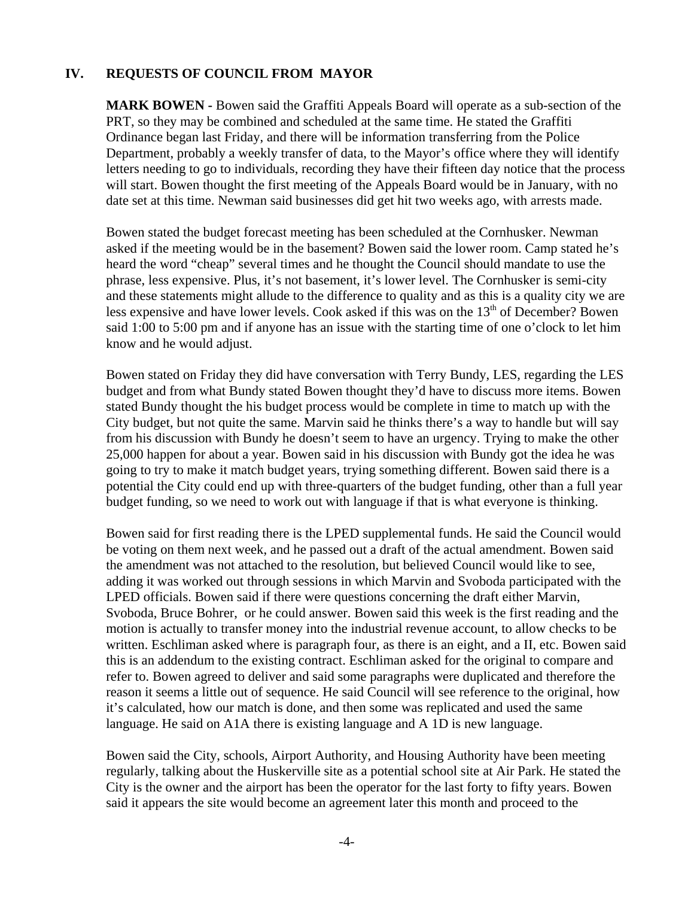## IV. REQUESTS OF COUNCIL FROM MAYOR

**MARK BOWEN -** Bowen said the Graffiti Appeals Board will operate as a sub-section of the PRT, so they may be combined and scheduled at the same time. He stated the Graffiti Ordinance began last Friday, and there will be information transferring from the Police Department, probably a weekly transfer of data, to the Mayor's office where they will identify letters needing to go to individuals, recording they have their fifteen day notice that the process will start. Bowen thought the first meeting of the Appeals Board would be in January, with no date set at this time. Newman said businesses did get hit two weeks ago, with arrests made.

Bowen stated the budget forecast meeting has been scheduled at the Cornhusker. Newman asked if the meeting would be in the basement? Bowen said the lower room. Camp stated he's heard the word "cheap" several times and he thought the Council should mandate to use the phrase, less expensive. Plus, it's not basement, it's lower level. The Cornhusker is semi-city and these statements might allude to the difference to quality and as this is a quality city we are less expensive and have lower levels. Cook asked if this was on the 13th of December? Bowen said 1:00 to 5:00 pm and if anyone has an issue with the starting time of one o'clock to let him know and he would adjust.

Bowen stated on Friday they did have conversation with Terry Bundy, LES, regarding the LES budget and from what Bundy stated Bowen thought they'd have to discuss more items. Bowen stated Bundy thought the his budget process would be complete in time to match up with the City budget, but not quite the same. Marvin said he thinks there's a way to handle but will say from his discussion with Bundy he doesn't seem to have an urgency. Trying to make the other 25,000 happen for about a year. Bowen said in his discussion with Bundy got the idea he was going to try to make it match budget years, trying something different. Bowen said there is a potential the City could end up with three-quarters of the budget funding, other than a full year budget funding, so we need to work out with language if that is what everyone is thinking.

Bowen said for first reading there is the LPED supplemental funds. He said the Council would be voting on them next week, and he passed out a draft of the actual amendment. Bowen said the amendment was not attached to the resolution, but believed Council would like to see, adding it was worked out through sessions in which Marvin and Svoboda participated with the LPED officials. Bowen said if there were questions concerning the draft either Marvin, Svoboda, Bruce Bohrer, or he could answer. Bowen said this week is the first reading and the motion is actually to transfer money into the industrial revenue account, to allow checks to be written. Eschliman asked where is paragraph four, as there is an eight, and a II, etc. Bowen said this is an addendum to the existing contract. Eschliman asked for the original to compare and refer to. Bowen agreed to deliver and said some paragraphs were duplicated and therefore the reason it seems a little out of sequence. He said Council will see reference to the original, how it's calculated, how our match is done, and then some was replicated and used the same language. He said on A1A there is existing language and A 1D is new language.

Bowen said the City, schools, Airport Authority, and Housing Authority have been meeting regularly, talking about the Huskerville site as a potential school site at Air Park. He stated the City is the owner and the airport has been the operator for the last forty to fifty years. Bowen said it appears the site would become an agreement later this month and proceed to the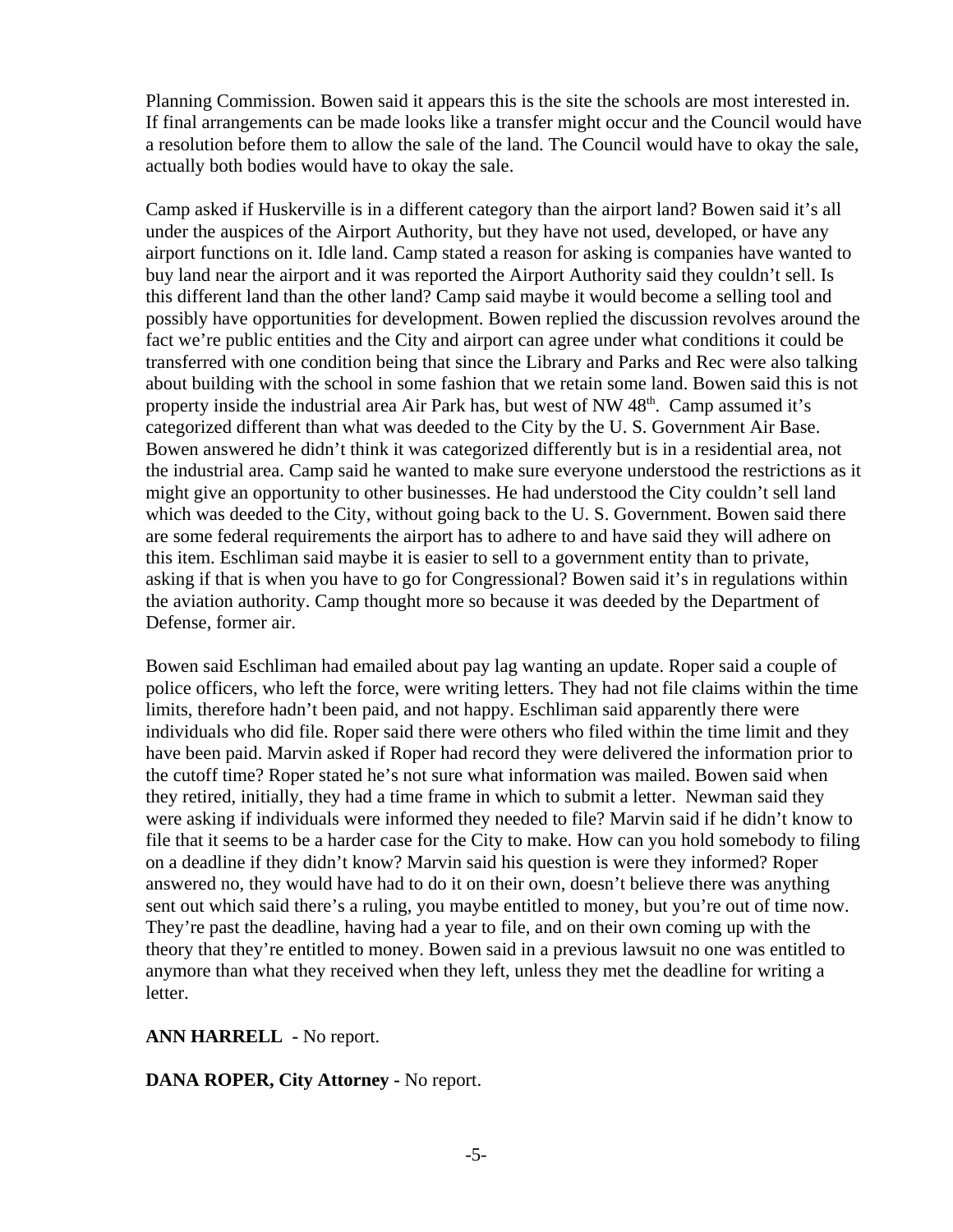Planning Commission. Bowen said it appears this is the site the schools are most interested in. If final arrangements can be made looks like a transfer might occur and the Council would have a resolution before them to allow the sale of the land. The Council would have to okay the sale, actually both bodies would have to okay the sale.

Camp asked if Huskerville is in a different category than the airport land? Bowen said it's all under the auspices of the Airport Authority, but they have not used, developed, or have any airport functions on it. Idle land. Camp stated a reason for asking is companies have wanted to buy land near the airport and it was reported the Airport Authority said they couldn't sell. Is this different land than the other land? Camp said maybe it would become a selling tool and possibly have opportunities for development. Bowen replied the discussion revolves around the fact we're public entities and the City and airport can agree under what conditions it could be transferred with one condition being that since the Library and Parks and Rec were also talking about building with the school in some fashion that we retain some land. Bowen said this is not property inside the industrial area Air Park has, but west of NW 48th. Camp assumed it's categorized different than what was deeded to the City by the U. S. Government Air Base. Bowen answered he didn't think it was categorized differently but is in a residential area, not the industrial area. Camp said he wanted to make sure everyone understood the restrictions as it might give an opportunity to other businesses. He had understood the City couldn't sell land which was deeded to the City, without going back to the U. S. Government. Bowen said there are some federal requirements the airport has to adhere to and have said they will adhere on this item. Eschliman said maybe it is easier to sell to a government entity than to private, asking if that is when you have to go for Congressional? Bowen said it's in regulations within the aviation authority. Camp thought more so because it was deeded by the Department of Defense, former air.

Bowen said Eschliman had emailed about pay lag wanting an update. Roper said a couple of police officers, who left the force, were writing letters. They had not file claims within the time limits, therefore hadn't been paid, and not happy. Eschliman said apparently there were individuals who did file. Roper said there were others who filed within the time limit and they have been paid. Marvin asked if Roper had record they were delivered the information prior to the cutoff time? Roper stated he's not sure what information was mailed. Bowen said when they retired, initially, they had a time frame in which to submit a letter. Newman said they were asking if individuals were informed they needed to file? Marvin said if he didn't know to file that it seems to be a harder case for the City to make. How can you hold somebody to filing on a deadline if they didn't know? Marvin said his question is were they informed? Roper answered no, they would have had to do it on their own, doesn't believe there was anything sent out which said there's a ruling, you maybe entitled to money, but you're out of time now. They're past the deadline, having had a year to file, and on their own coming up with the theory that they're entitled to money. Bowen said in a previous lawsuit no one was entitled to anymore than what they received when they left, unless they met the deadline for writing a letter.

**ANN HARRELL -** No report.

**DANA ROPER, City Attorney -** No report.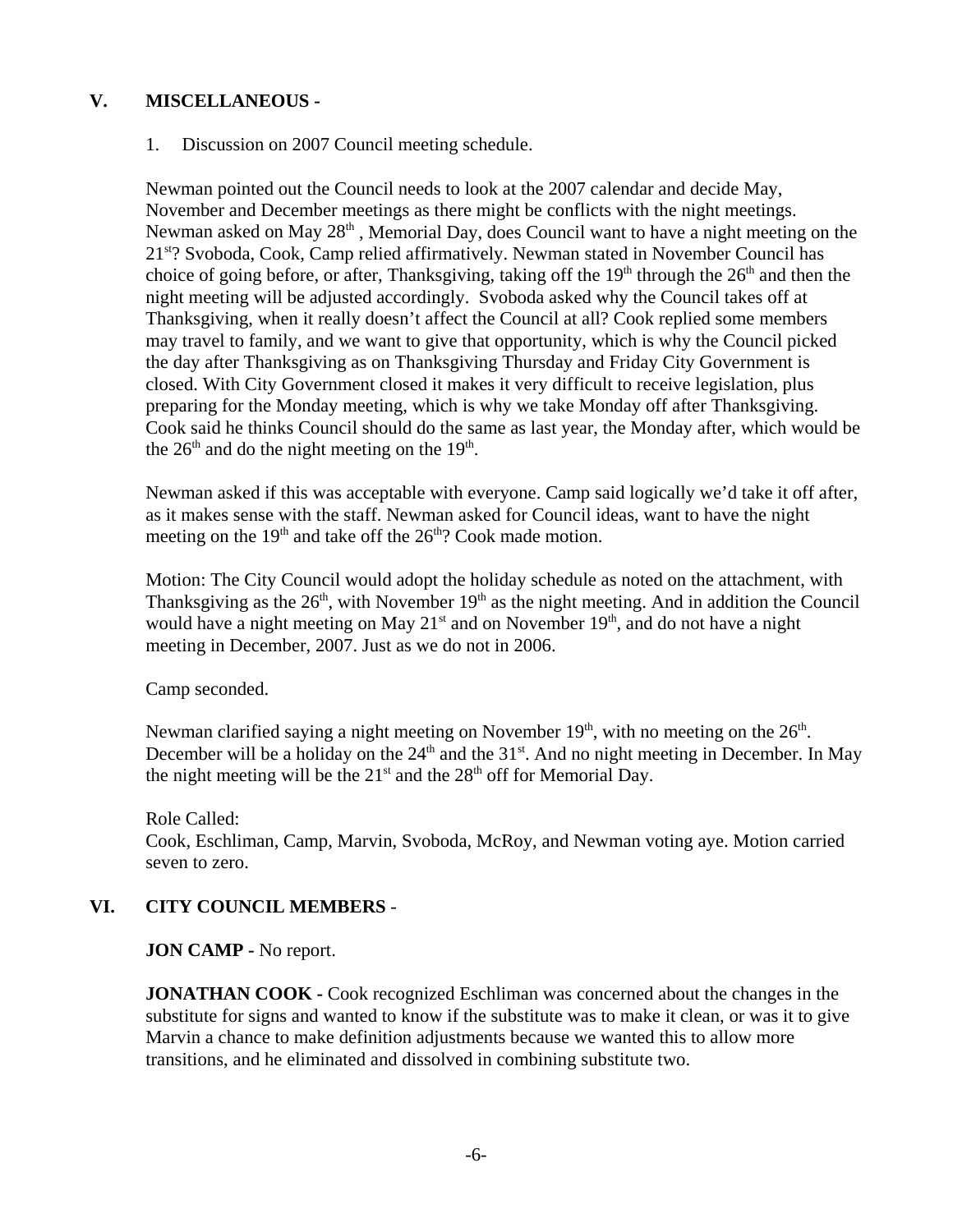## V. MISCELLANEOUS -

1. Discussion on 2007 Council meeting schedule.

Newman pointed out the Council needs to look at the 2007 calendar and decide May, November and December meetings as there might be conflicts with the night meetings. Newman asked on May 28th , Memorial Day, does Council want to have a night meeting on the 21st? Svoboda, Cook, Camp relied affirmatively. Newman stated in November Council has choice of going before, or after, Thanksgiving, taking off the 19th through the 26th and then the night meeting will be adjusted accordingly. Svoboda asked why the Council takes off at Thanksgiving, when it really doesn't affect the Council at all? Cook replied some members may travel to family, and we want to give that opportunity, which is why the Council picked the day after Thanksgiving as on Thanksgiving Thursday and Friday City Government is closed. With City Government closed it makes it very difficult to receive legislation, plus preparing for the Monday meeting, which is why we take Monday off after Thanksgiving. Cook said he thinks Council should do the same as last year, the Monday after, which would be the 26th and do the night meeting on the 19th.

Newman asked if this was acceptable with everyone. Camp said logically we'd take it off after, as it makes sense with the staff. Newman asked for Council ideas, want to have the night meeting on the 19th and take off the 26th? Cook made motion.

Motion: The City Council would adopt the holiday schedule as noted on the attachment, with Thanksgiving as the 26th, with November 19th as the night meeting. And in addition the Council would have a night meeting on May 21st and on November 19th, and do not have a night meeting in December, 2007. Just as we do not in 2006.

Camp seconded.

Newman clarified saying a night meeting on November 19th, with no meeting on the 26th. December will be a holiday on the 24th and the 31st. And no night meeting in December. In May the night meeting will be the 21st and the 28th off for Memorial Day.

Role Called:
Cook, Eschliman, Camp, Marvin, Svoboda, McRoy, and Newman voting aye. Motion carried seven to zero.

## VI. CITY COUNCIL MEMBERS -

**JON CAMP -** No report.

**JONATHAN COOK -** Cook recognized Eschliman was concerned about the changes in the substitute for signs and wanted to know if the substitute was to make it clean, or was it to give Marvin a chance to make definition adjustments because we wanted this to allow more transitions, and he eliminated and dissolved in combining substitute two.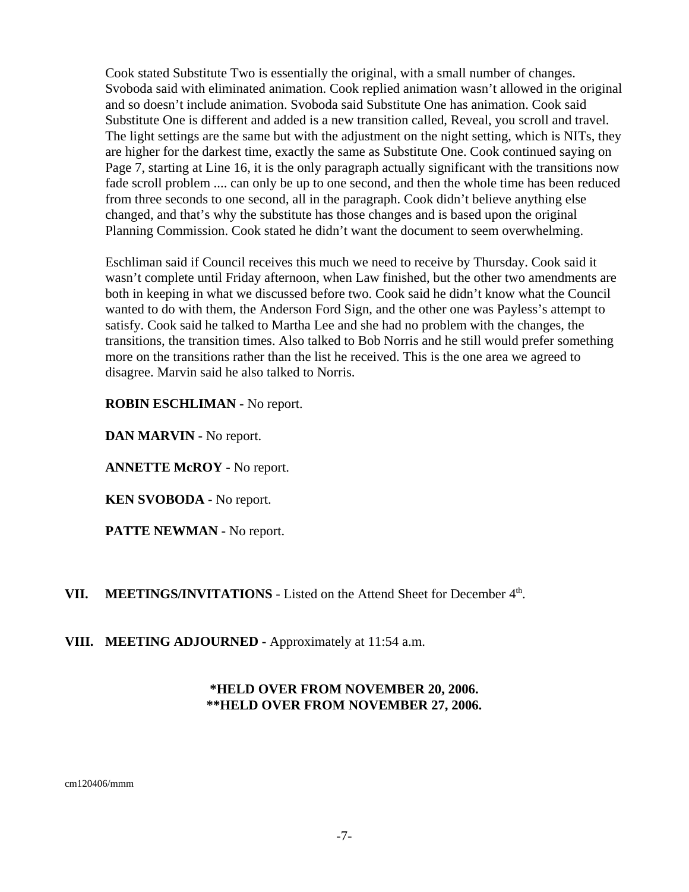Cook stated Substitute Two is essentially the original, with a small number of changes. Svoboda said with eliminated animation. Cook replied animation wasn't allowed in the original and so doesn't include animation. Svoboda said Substitute One has animation. Cook said Substitute One is different and added is a new transition called, Reveal, you scroll and travel. The light settings are the same but with the adjustment on the night setting, which is NITs, they are higher for the darkest time, exactly the same as Substitute One. Cook continued saying on Page 7, starting at Line 16, it is the only paragraph actually significant with the transitions now fade scroll problem .... can only be up to one second, and then the whole time has been reduced from three seconds to one second, all in the paragraph. Cook didn't believe anything else changed, and that's why the substitute has those changes and is based upon the original Planning Commission. Cook stated he didn't want the document to seem overwhelming.

Eschliman said if Council receives this much we need to receive by Thursday. Cook said it wasn't complete until Friday afternoon, when Law finished, but the other two amendments are both in keeping in what we discussed before two. Cook said he didn't know what the Council wanted to do with them, the Anderson Ford Sign, and the other one was Payless's attempt to satisfy. Cook said he talked to Martha Lee and she had no problem with the changes, the transitions, the transition times. Also talked to Bob Norris and he still would prefer something more on the transitions rather than the list he received. This is the one area we agreed to disagree. Marvin said he also talked to Norris.

**ROBIN ESCHLIMAN -** No report.

**DAN MARVIN -** No report.

**ANNETTE McROY -** No report.

**KEN SVOBODA -** No report.

**PATTE NEWMAN -** No report.

## VII. MEETINGS/INVITATIONS - Listed on the Attend Sheet for December 4th.

## VIII. MEETING ADJOURNED - Approximately at 11:54 a.m.

**\*HELD OVER FROM NOVEMBER 20, 2006.**
**\*\*HELD OVER FROM NOVEMBER 27, 2006.**

cm120406/mmm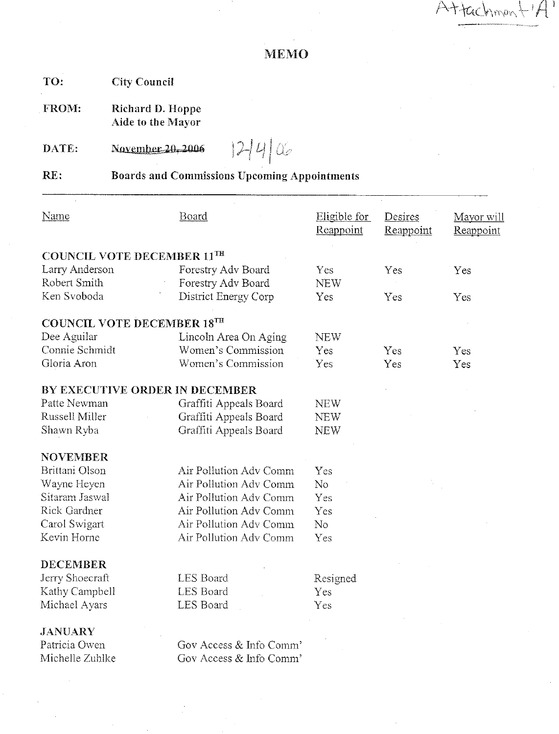Attachment 'A'

# MEMO

**TO:** City Council

**FROM:** Richard D. Hoppe
Aide to the Mayor

**DATE:** ~~November 20, 2006~~ 12/4/06

**RE:** Boards and Commissions Upcoming Appointments

| Name | Board | Eligible for Reappoint | Desires Reappoint | Mayor will Reappoint |
|---|---|---|---|---|
| **COUNCIL VOTE DECEMBER 11TH** | | | | |
| Larry Anderson | Forestry Adv Board | Yes | Yes | Yes |
| Robert Smith | Forestry Adv Board | NEW | | |
| Ken Svoboda | District Energy Corp | Yes | Yes | Yes |
| **COUNCIL VOTE DECEMBER 18TH** | | | | |
| Dee Aguilar | Lincoln Area On Aging | NEW | | |
| Connie Schmidt | Women's Commission | Yes | Yes | Yes |
| Gloria Aron | Women's Commission | Yes | Yes | Yes |
| **BY EXECUTIVE ORDER IN DECEMBER** | | | | |
| Patte Newman | Graffiti Appeals Board | NEW | | |
| Russell Miller | Graffiti Appeals Board | NEW | | |
| Shawn Ryba | Graffiti Appeals Board | NEW | | |
| **NOVEMBER** | | | | |
| Brittani Olson | Air Pollution Adv Comm | Yes | | |
| Wayne Heyen | Air Pollution Adv Comm | No | | |
| Sitaram Jaswal | Air Pollution Adv Comm | Yes | | |
| Rick Gardner | Air Pollution Adv Comm | Yes | | |
| Carol Swigart | Air Pollution Adv Comm | No | | |
| Kevin Horne | Air Pollution Adv Comm | Yes | | |
| **DECEMBER** | | | | |
| Jerry Shoecraft | LES Board | Resigned | | |
| Kathy Campbell | LES Board | Yes | | |
| Michael Ayars | LES Board | Yes | | |
| **JANUARY** | | | | |
| Patricia Owen | Gov Access & Info Comm' | | | |
| Michelle Zuhlke | Gov Access & Info Comm' | | | |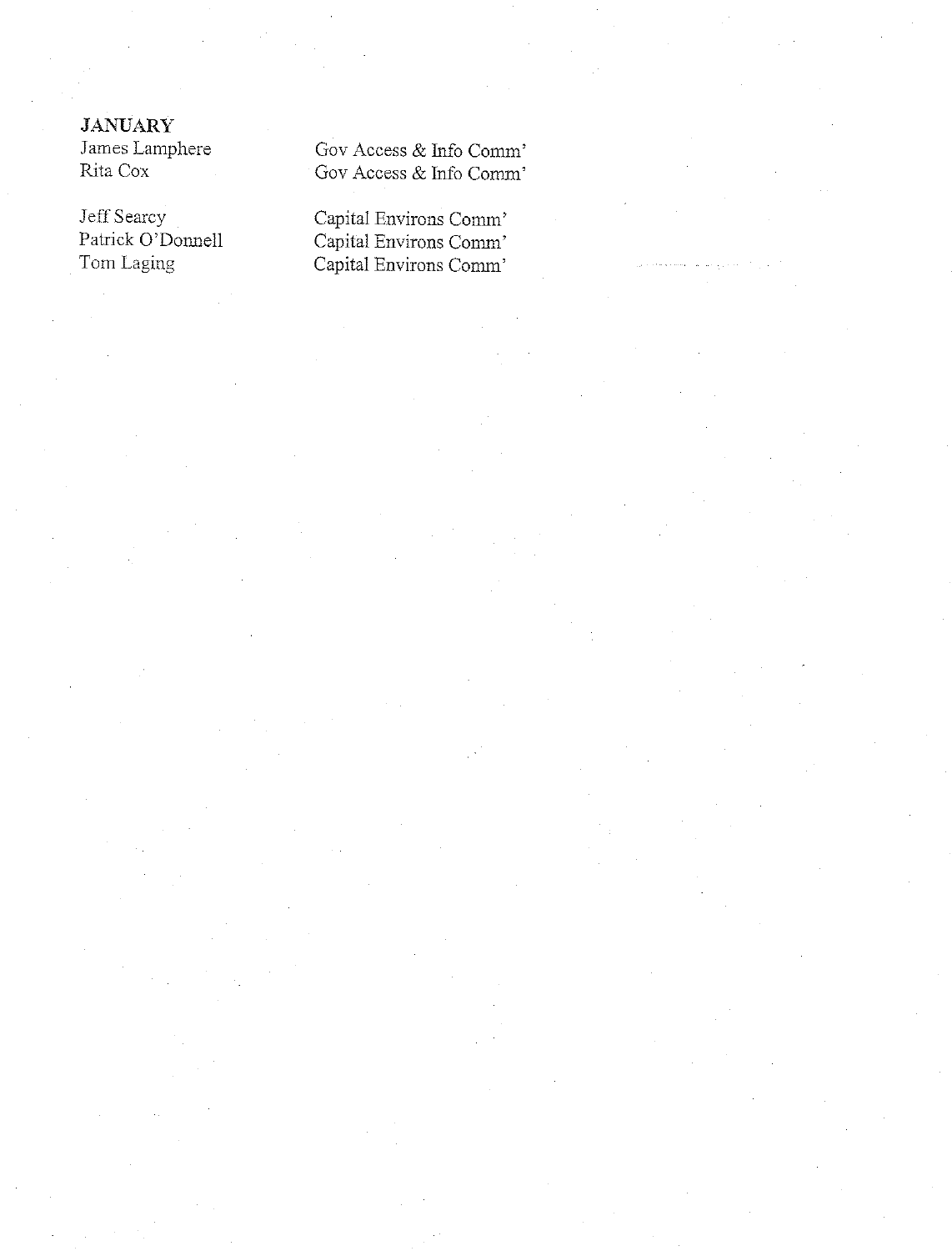**JANUARY**

| | |
|---|---|
| James Lamphere | Gov Access & Info Comm' |
| Rita Cox | Gov Access & Info Comm' |
| | |
| Jeff Searcy | Capital Environs Comm' |
| Patrick O'Donnell | Capital Environs Comm' |
| Tom Laging | Capital Environs Comm' |